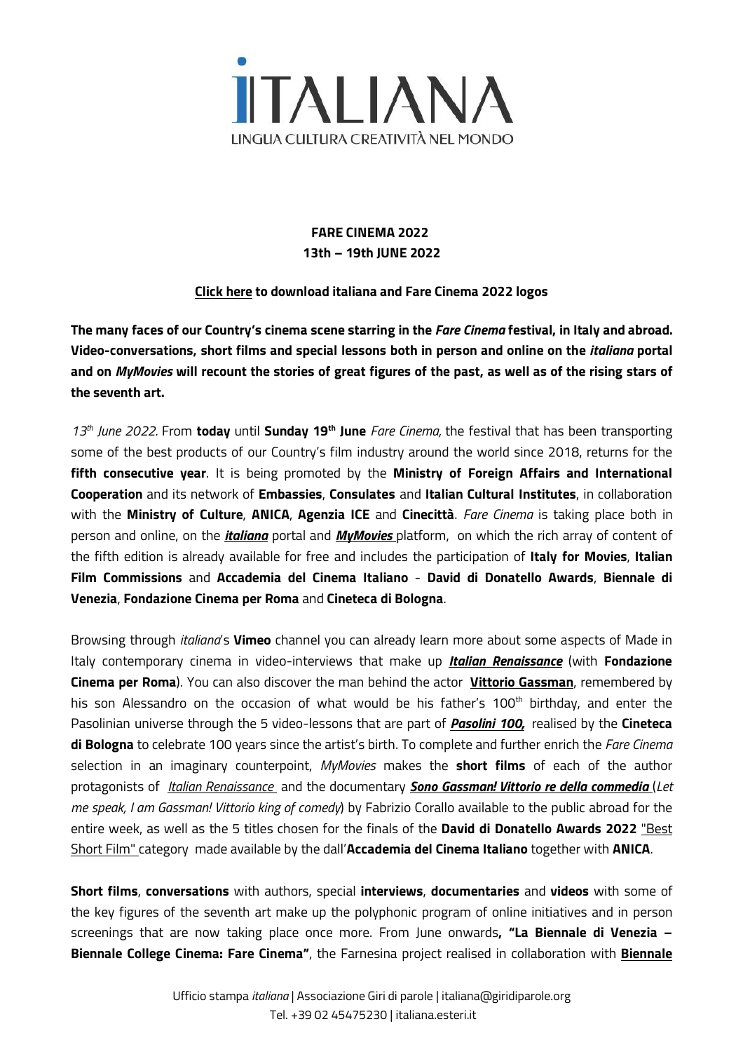# ITALIANA

LINGUA CULTURA CREATIVITÀ NEL MONDO

**FARE CINEMA 2022**
**13th – 19th JUNE 2022**

**Click here to download italiana and Fare Cinema 2022 logos**

**The many faces of our Country's cinema scene starring in the *Fare Cinema* festival, in Italy and abroad. Video-conversations, short films and special lessons both in person and online on the *italiana* portal and on *MyMovies* will recount the stories of great figures of the past, as well as of the rising stars of the seventh art.**

*13th June 2022.* From **today** until **Sunday 19th June** *Fare Cinema,* the festival that has been transporting some of the best products of our Country's film industry around the world since 2018, returns for the **fifth consecutive year**. It is being promoted by the **Ministry of Foreign Affairs and International Cooperation** and its network of **Embassies**, **Consulates** and **Italian Cultural Institutes**, in collaboration with the **Ministry of Culture**, **ANICA**, **Agenzia ICE** and **Cinecittà**. *Fare Cinema* is taking place both in person and online, on the ***italiana*** portal and ***MyMovies*** platform, on which the rich array of content of the fifth edition is already available for free and includes the participation of **Italy for Movies**, **Italian Film Commissions** and **Accademia del Cinema Italiano** - **David di Donatello Awards**, **Biennale di Venezia**, **Fondazione Cinema per Roma** and **Cineteca di Bologna**.

Browsing through *italiana*'s **Vimeo** channel you can already learn more about some aspects of Made in Italy contemporary cinema in video-interviews that make up ***Italian Renaissance*** (with **Fondazione Cinema per Roma**). You can also discover the man behind the actor **Vittorio Gassman**, remembered by his son Alessandro on the occasion of what would be his father's 100th birthday, and enter the Pasolinian universe through the 5 video-lessons that are part of ***Pasolini 100,*** realised by the **Cineteca di Bologna** to celebrate 100 years since the artist's birth. To complete and further enrich the *Fare Cinema* selection in an imaginary counterpoint, *MyMovies* makes the **short films** of each of the author protagonists of *Italian Renaissance* and the documentary ***Sono Gassman! Vittorio re della commedia*** (*Let me speak, I am Gassman! Vittorio king of comedy*) by Fabrizio Corallo available to the public abroad for the entire week, as well as the 5 titles chosen for the finals of the **David di Donatello Awards 2022** "Best Short Film" category made available by the dall'**Accademia del Cinema Italiano** together with **ANICA**.

**Short films**, **conversations** with authors, special **interviews**, **documentaries** and **videos** with some of the key figures of the seventh art make up the polyphonic program of online initiatives and in person screenings that are now taking place once more. From June onwards**, "La Biennale di Venezia – Biennale College Cinema: Fare Cinema"**, the Farnesina project realised in collaboration with **Biennale**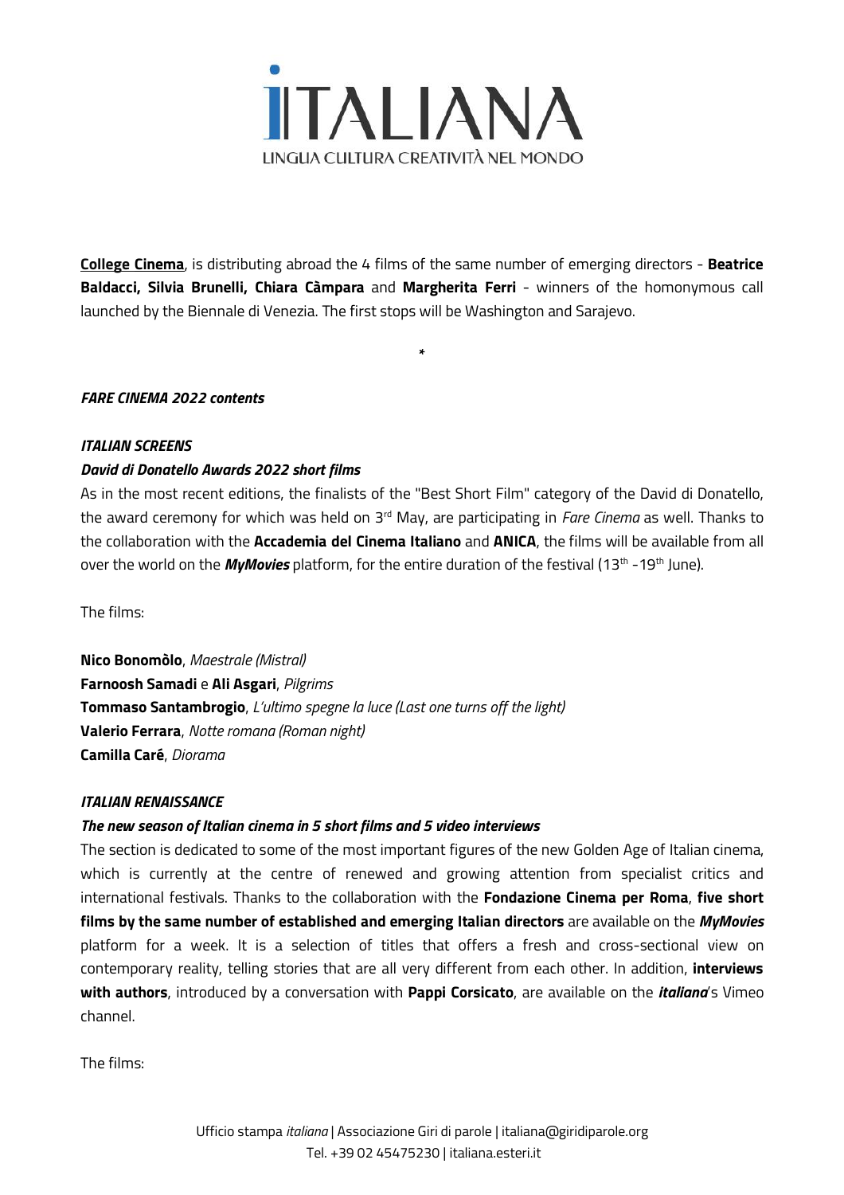**College Cinema**, is distributing abroad the 4 films of the same number of emerging directors - **Beatrice Baldacci, Silvia Brunelli, Chiara Càmpara** and **Margherita Ferri** - winners of the homonymous call launched by the Biennale di Venezia. The first stops will be Washington and Sarajevo.

*

***FARE CINEMA 2022 contents***

***ITALIAN SCREENS***

***David di Donatello Awards 2022 short films***

As in the most recent editions, the finalists of the "Best Short Film" category of the David di Donatello, the award ceremony for which was held on 3rd May, are participating in *Fare Cinema* as well. Thanks to the collaboration with the **Accademia del Cinema Italiano** and **ANICA**, the films will be available from all over the world on the ***MyMovies*** platform, for the entire duration of the festival (13th -19th June).

The films:

**Nico Bonomòlo**, *Maestrale (Mistral)*
**Farnoosh Samadi** e **Ali Asgari**, *Pilgrims*
**Tommaso Santambrogio**, *L'ultimo spegne la luce (Last one turns off the light)*
**Valerio Ferrara**, *Notte romana (Roman night)*
**Camilla Caré**, *Diorama*

***ITALIAN RENAISSANCE***

***The new season of Italian cinema in 5 short films and 5 video interviews***

The section is dedicated to some of the most important figures of the new Golden Age of Italian cinema, which is currently at the centre of renewed and growing attention from specialist critics and international festivals. Thanks to the collaboration with the **Fondazione Cinema per Roma**, **five short films by the same number of established and emerging Italian directors** are available on the ***MyMovies*** platform for a week. It is a selection of titles that offers a fresh and cross-sectional view on contemporary reality, telling stories that are all very different from each other. In addition, **interviews with authors**, introduced by a conversation with **Pappi Corsicato**, are available on the ***italiana***'s Vimeo channel.

The films: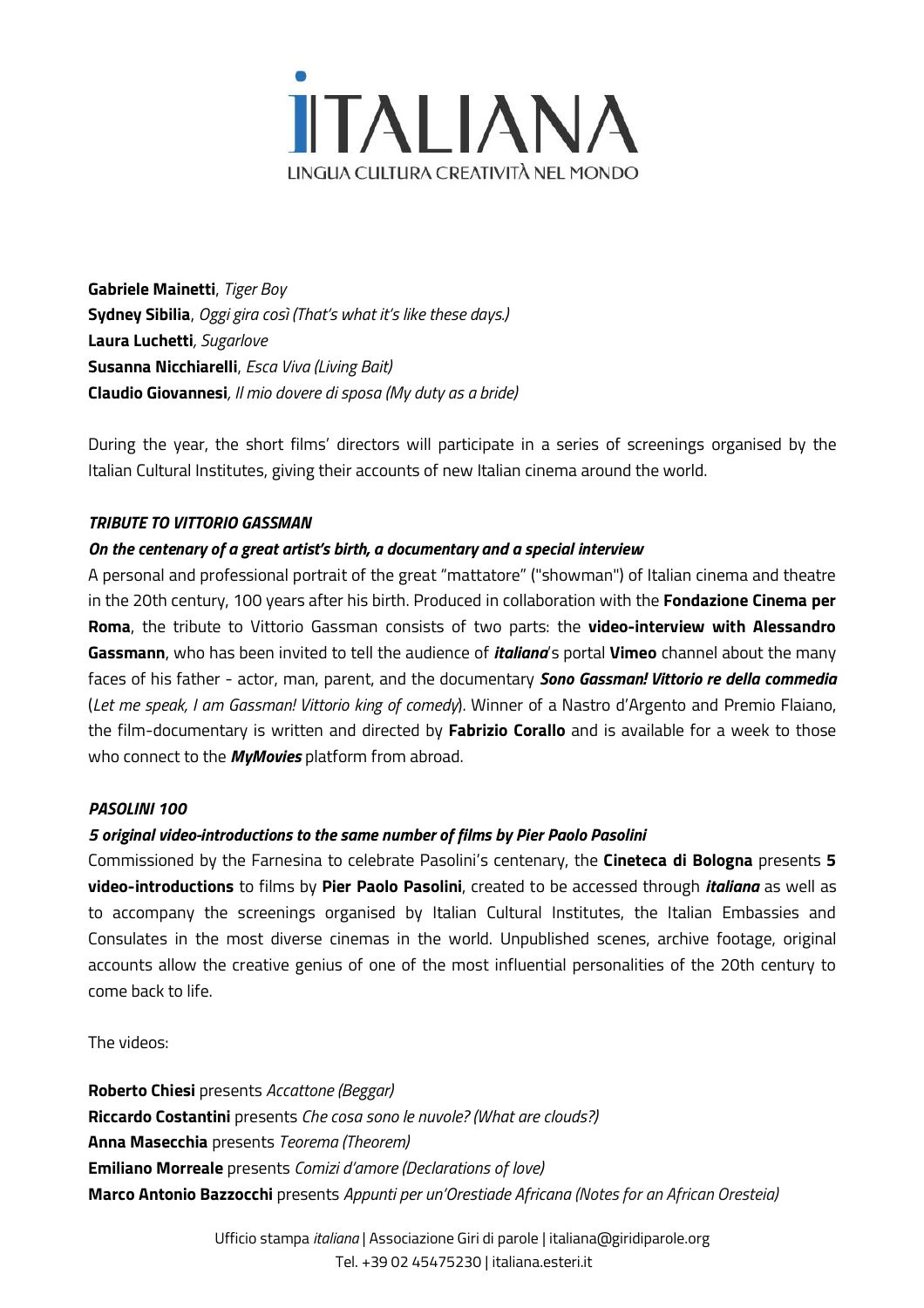**Gabriele Mainetti**, *Tiger Boy*
**Sydney Sibilia**, *Oggi gira così (That's what it's like these days.)*
**Laura Luchetti**, *Sugarlove*
**Susanna Nicchiarelli**, *Esca Viva (Living Bait)*
**Claudio Giovannesi**, *Il mio dovere di sposa (My duty as a bride)*

During the year, the short films' directors will participate in a series of screenings organised by the Italian Cultural Institutes, giving their accounts of new Italian cinema around the world.

***TRIBUTE TO VITTORIO GASSMAN***

***On the centenary of a great artist's birth, a documentary and a special interview***

A personal and professional portrait of the great "mattatore" ("showman") of Italian cinema and theatre in the 20th century, 100 years after his birth. Produced in collaboration with the **Fondazione Cinema per Roma**, the tribute to Vittorio Gassman consists of two parts: the **video-interview with Alessandro Gassmann**, who has been invited to tell the audience of ***italiana***'s portal **Vimeo** channel about the many faces of his father - actor, man, parent, and the documentary ***Sono Gassman! Vittorio re della commedia*** (*Let me speak, I am Gassman! Vittorio king of comedy*). Winner of a Nastro d'Argento and Premio Flaiano, the film-documentary is written and directed by **Fabrizio Corallo** and is available for a week to those who connect to the ***MyMovies*** platform from abroad.

***PASOLINI 100***

***5 original video-introductions to the same number of films by Pier Paolo Pasolini***

Commissioned by the Farnesina to celebrate Pasolini's centenary, the **Cineteca di Bologna** presents **5 video-introductions** to films by **Pier Paolo Pasolini**, created to be accessed through ***italiana*** as well as to accompany the screenings organised by Italian Cultural Institutes, the Italian Embassies and Consulates in the most diverse cinemas in the world. Unpublished scenes, archive footage, original accounts allow the creative genius of one of the most influential personalities of the 20th century to come back to life.

The videos:

**Roberto Chiesi** presents *Accattone (Beggar)*
**Riccardo Costantini** presents *Che cosa sono le nuvole? (What are clouds?)*
**Anna Masecchia** presents *Teorema (Theorem)*
**Emiliano Morreale** presents *Comizi d'amore (Declarations of love)*
**Marco Antonio Bazzocchi** presents *Appunti per un'Orestiade Africana (Notes for an African Oresteia)*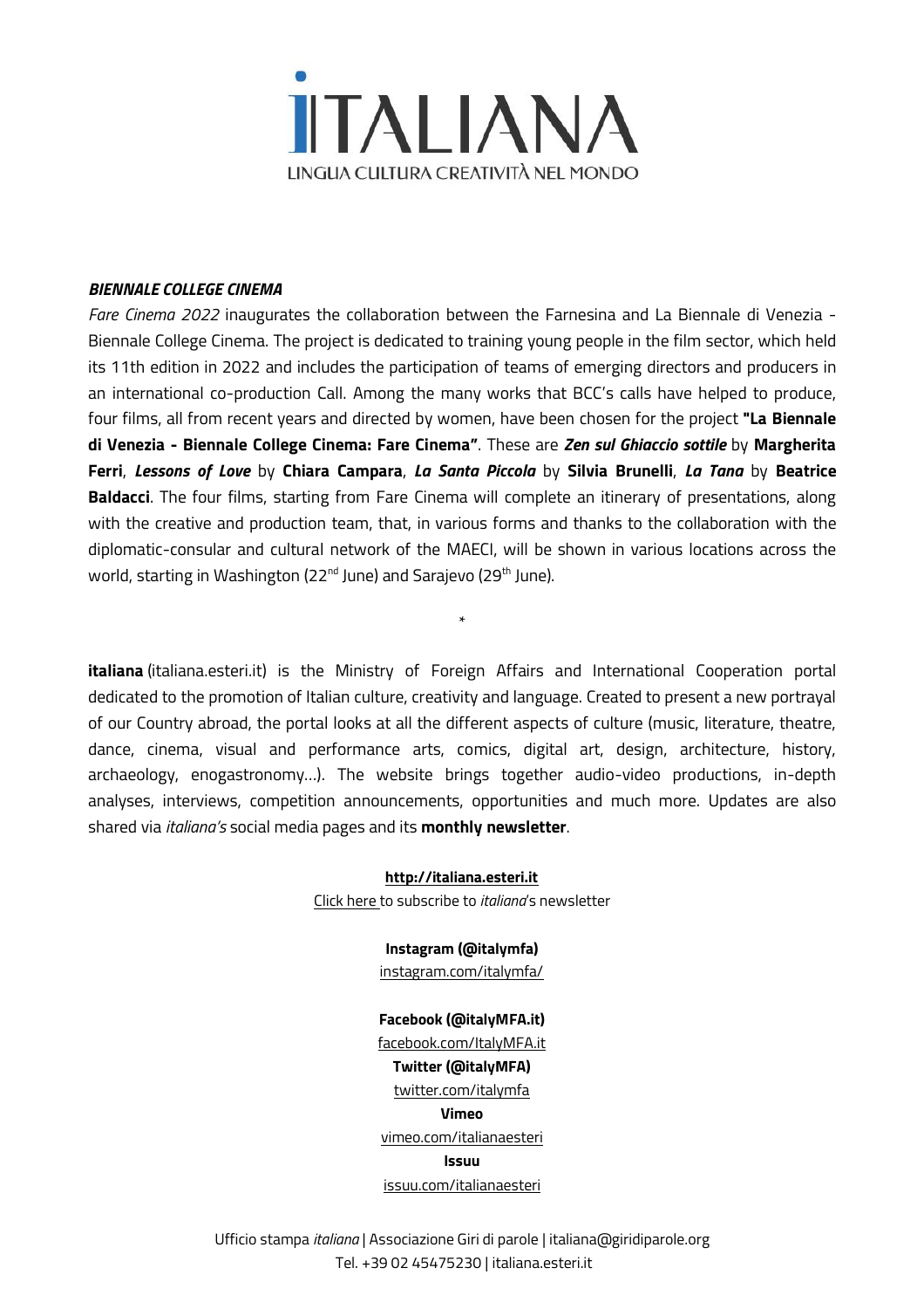**_BIENNALE COLLEGE CINEMA_**

*Fare Cinema 2022* inaugurates the collaboration between the Farnesina and La Biennale di Venezia - Biennale College Cinema. The project is dedicated to training young people in the film sector, which held its 11th edition in 2022 and includes the participation of teams of emerging directors and producers in an international co-production Call. Among the many works that BCC's calls have helped to produce, four films, all from recent years and directed by women, have been chosen for the project **"La Biennale di Venezia - Biennale College Cinema: Fare Cinema"**. These are ***Zen sul Ghiaccio sottile*** by **Margherita Ferri**, ***Lessons of Love*** by **Chiara Campara**, ***La Santa Piccola*** by **Silvia Brunelli**, ***La Tana*** by **Beatrice Baldacci**. The four films, starting from Fare Cinema will complete an itinerary of presentations, along with the creative and production team, that, in various forms and thanks to the collaboration with the diplomatic-consular and cultural network of the MAECI, will be shown in various locations across the world, starting in Washington (22nd June) and Sarajevo (29th June).

*

**italiana** (italiana.esteri.it) is the Ministry of Foreign Affairs and International Cooperation portal dedicated to the promotion of Italian culture, creativity and language. Created to present a new portrayal of our Country abroad, the portal looks at all the different aspects of culture (music, literature, theatre, dance, cinema, visual and performance arts, comics, digital art, design, architecture, history, archaeology, enogastronomy…). The website brings together audio-video productions, in-depth analyses, interviews, competition announcements, opportunities and much more. Updates are also shared via *italiana's* social media pages and its **monthly newsletter**.

**http://italiana.esteri.it**
Click here to subscribe to *italiana*'s newsletter

**Instagram (@italymfa)**
instagram.com/italymfa/

**Facebook (@italyMFA.it)**
facebook.com/ItalyMFA.it

**Twitter (@italyMFA)**
twitter.com/italymfa

**Vimeo**
vimeo.com/italianaesteri

**Issuu**
issuu.com/italianaesteri

Ufficio stampa *italiana* | Associazione Giri di parole | italiana@giridiparole.org
Tel. +39 02 45475230 | italiana.esteri.it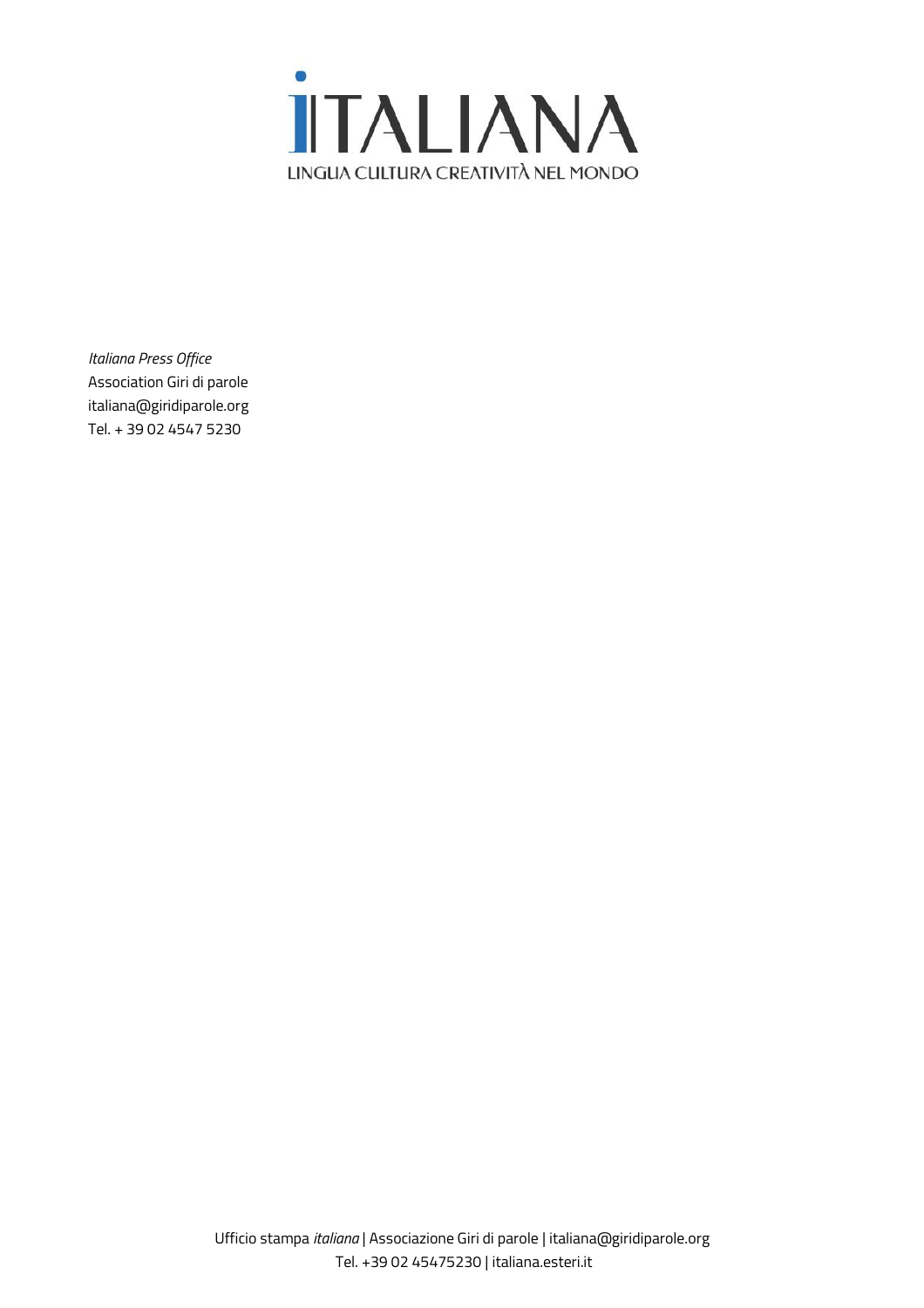*Italiana Press Office*
Association Giri di parole
italiana@giridiparole.org
Tel. + 39 02 4547 5230